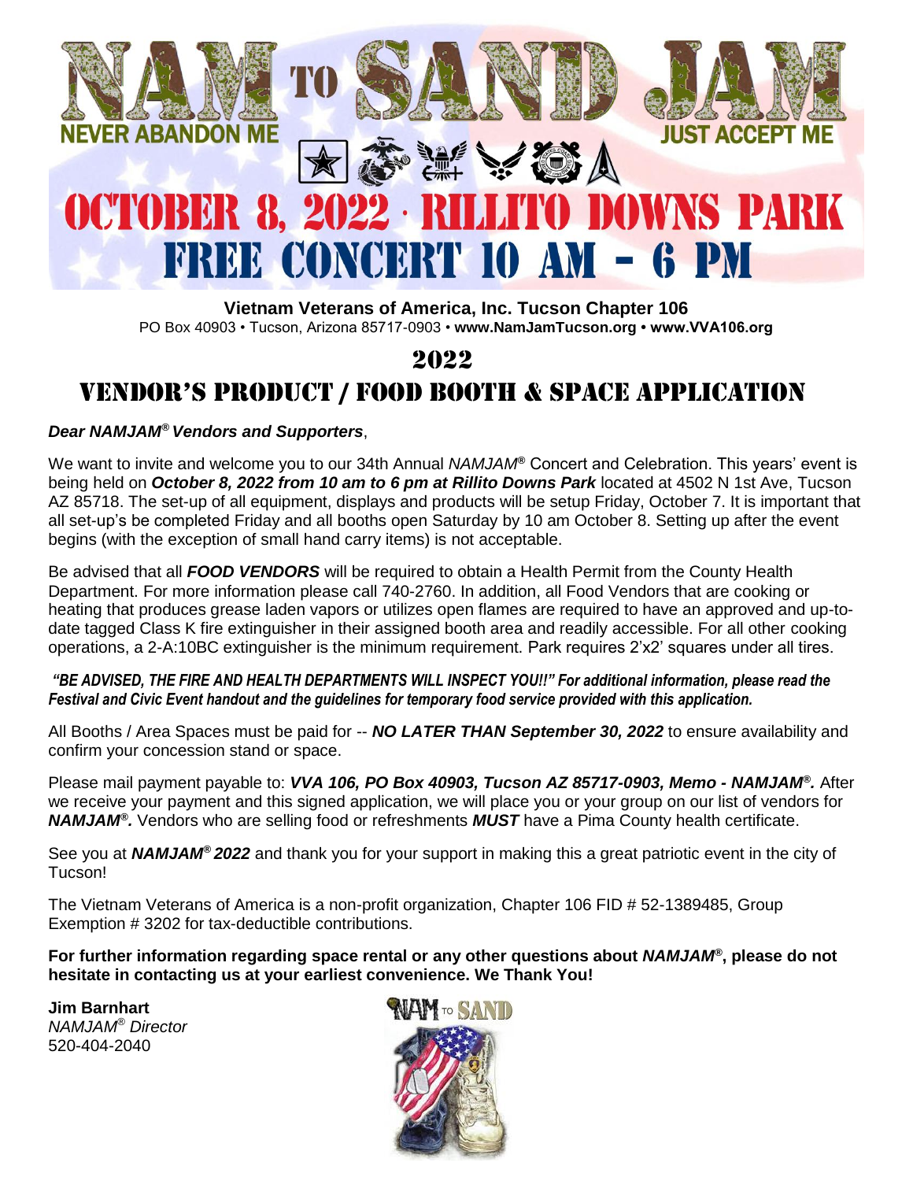# NAM TO SAND JAM

NEVER ABANDON ME JUST ACCEPT ME

## OCTOBER 8, 2022 · RILLITO DOWNS PARK

## FREE CONCERT 10 AM – 6 PM

**Vietnam Veterans of America, Inc. Tucson Chapter 106**
PO Box 40903 • Tucson, Arizona 85717-0903 • **www.NamJamTucson.org • www.VVA106.org**

## 2022

## VENDOR'S PRODUCT / FOOD BOOTH & SPACE APPLICATION

***Dear NAMJAM® Vendors and Supporters***,

We want to invite and welcome you to our 34th Annual *NAMJAM®* Concert and Celebration. This years' event is being held on ***October 8, 2022 from 10 am to 6 pm at Rillito Downs Park*** located at 4502 N 1st Ave, Tucson AZ 85718. The set-up of all equipment, displays and products will be setup Friday, October 7. It is important that all set-up's be completed Friday and all booths open Saturday by 10 am October 8. Setting up after the event begins (with the exception of small hand carry items) is not acceptable.

Be advised that all ***FOOD VENDORS*** will be required to obtain a Health Permit from the County Health Department. For more information please call 740-2760. In addition, all Food Vendors that are cooking or heating that produces grease laden vapors or utilizes open flames are required to have an approved and up-to-date tagged Class K fire extinguisher in their assigned booth area and readily accessible. For all other cooking operations, a 2-A:10BC extinguisher is the minimum requirement. Park requires 2'x2' squares under all tires.

***"BE ADVISED, THE FIRE AND HEALTH DEPARTMENTS WILL INSPECT YOU!!" For additional information, please read the Festival and Civic Event handout and the guidelines for temporary food service provided with this application.***

All Booths / Area Spaces must be paid for -- ***NO LATER THAN September 30, 2022*** to ensure availability and confirm your concession stand or space.

Please mail payment payable to: ***VVA 106, PO Box 40903, Tucson AZ 85717-0903, Memo - NAMJAM®.*** After we receive your payment and this signed application, we will place you or your group on our list of vendors for ***NAMJAM®.*** Vendors who are selling food or refreshments ***MUST*** have a Pima County health certificate.

See you at ***NAMJAM® 2022*** and thank you for your support in making this a great patriotic event in the city of Tucson!

The Vietnam Veterans of America is a non-profit organization, Chapter 106 FID # 52-1389485, Group Exemption # 3202 for tax-deductible contributions.

**For further information regarding space rental or any other questions about *NAMJAM®*, please do not hesitate in contacting us at your earliest convenience. We Thank You!**

**Jim Barnhart**
*NAMJAM® Director*
520-404-2040

NAM TO SAND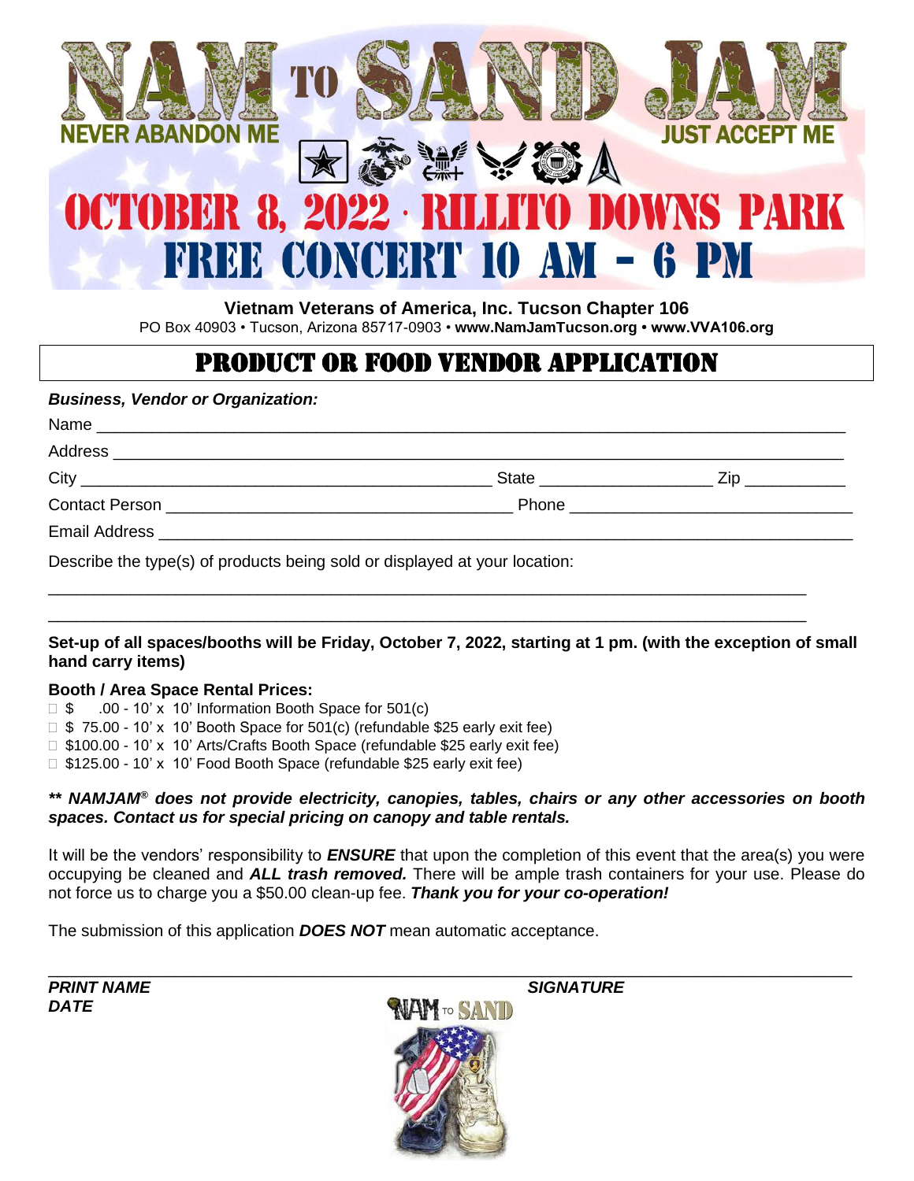# NAM TO SAND JAM

NEVER ABANDON ME — JUST ACCEPT ME

## OCTOBER 8, 2022 · RILLITO DOWNS PARK

## FREE CONCERT 10 AM - 6 PM

**Vietnam Veterans of America, Inc. Tucson Chapter 106**

PO Box 40903 • Tucson, Arizona 85717-0903 • **www.NamJamTucson.org • www.VVA106.org**

## PRODUCT OR FOOD VENDOR APPLICATION

***Business, Vendor or Organization:***

Name ______________________________________________________________________________

Address ____________________________________________________________________________

City ____________________________________________ State __________________ Zip ___________

Contact Person ________________________________________ Phone ______________________________

Email Address _______________________________________________________________________

Describe the type(s) of products being sold or displayed at your location:

______________________________________________________________________________________

______________________________________________________________________________________

**Set-up of all spaces/booths will be Friday, October 7, 2022, starting at 1 pm. (with the exception of small hand carry items)**

**Booth / Area Space Rental Prices:**

- ☐ $ .00 - 10' x 10' Information Booth Space for 501(c)
- ☐ $ 75.00 - 10' x 10' Booth Space for 501(c) (refundable $25 early exit fee)
- ☐ $100.00 - 10' x 10' Arts/Crafts Booth Space (refundable $25 early exit fee)
- ☐ $125.00 - 10' x 10' Food Booth Space (refundable $25 early exit fee)

***\*\* NAMJAM® does not provide electricity, canopies, tables, chairs or any other accessories on booth spaces. Contact us for special pricing on canopy and table rentals.***

It will be the vendors' responsibility to ***ENSURE*** that upon the completion of this event that the area(s) you were occupying be cleaned and ***ALL trash removed.*** There will be ample trash containers for your use. Please do not force us to charge you a $50.00 clean-up fee. ***Thank you for your co-operation!***

The submission of this application ***DOES NOT*** mean automatic acceptance.

______________________________________________________________________________________

***PRINT NAME*** ***SIGNATURE***

***DATE***

NAM TO SAND